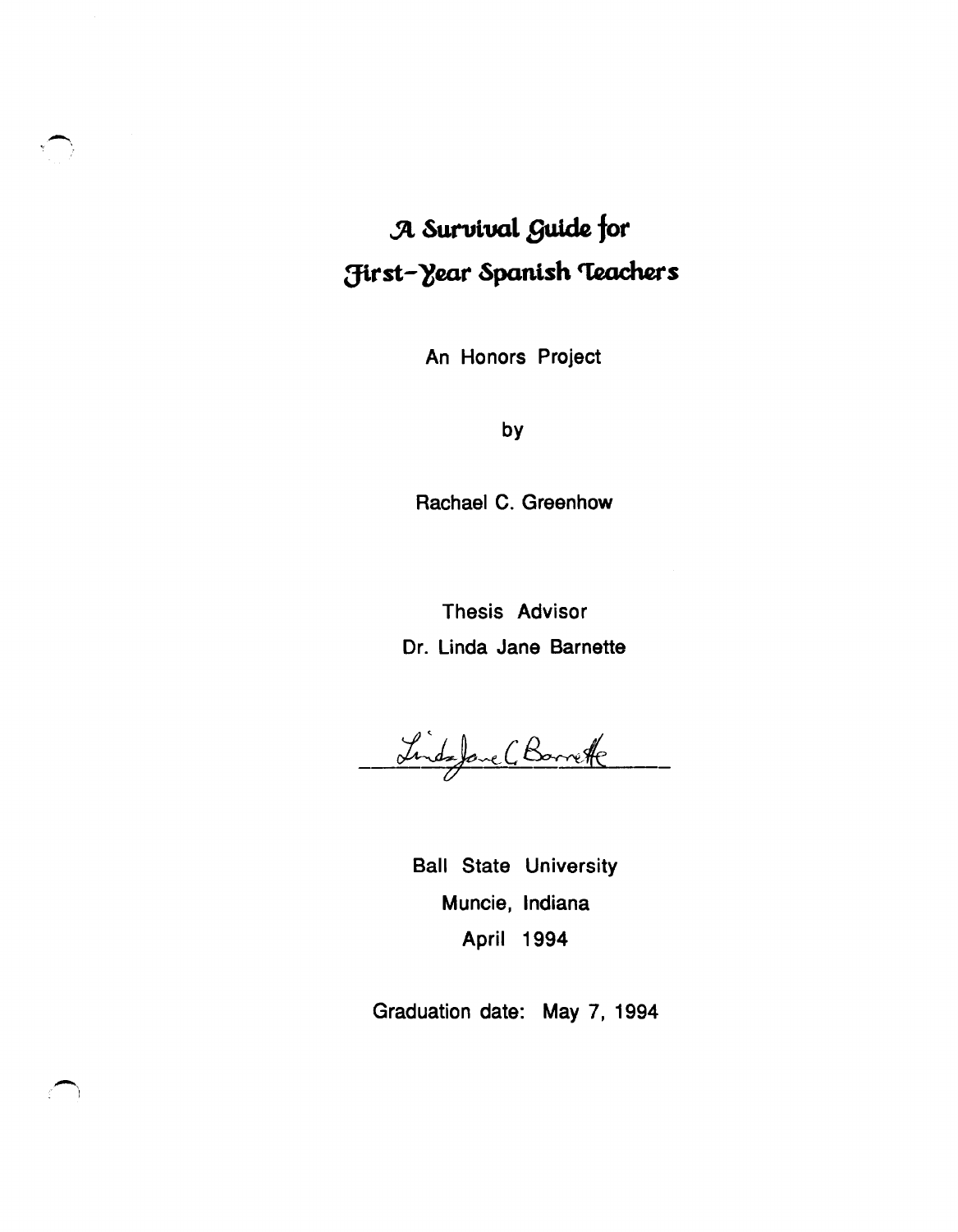# A Survival Guide for First-Year Spanish Teachers

An Honors Project

by

Rachael C. Greenhow

Thesis Advisor

Dr. Linda Jane Barnette

Linda Jane C. Barnette

Ball State University

Muncie, Indiana

April 1994

Graduation date: May 7, 1994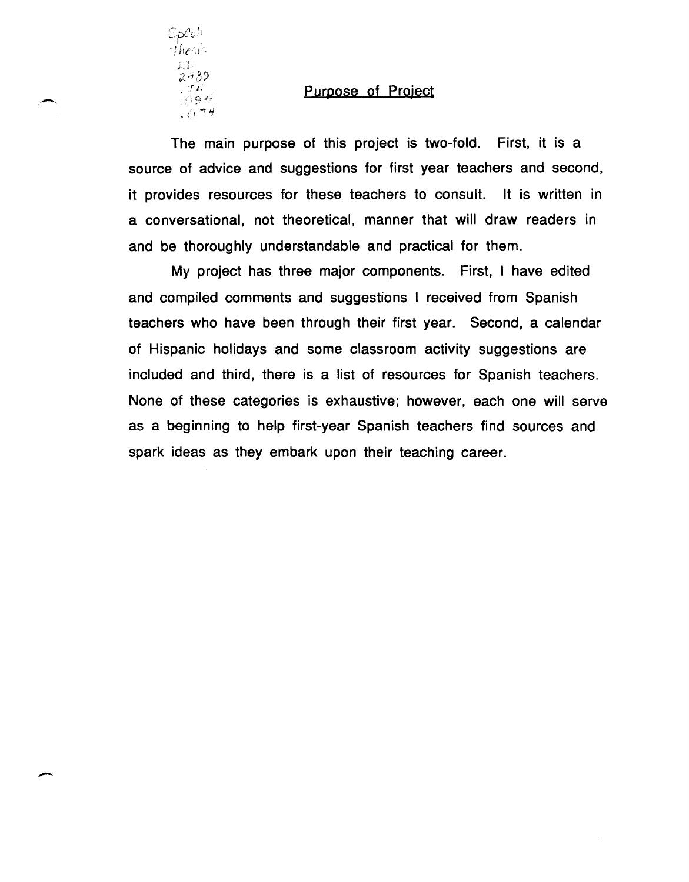## Purpose of Project

The main purpose of this project is two-fold. First, it is a source of advice and suggestions for first year teachers and second, it provides resources for these teachers to consult. It is written in a conversational, not theoretical, manner that will draw readers in and be thoroughly understandable and practical for them.

My project has three major components. First, I have edited and compiled comments and suggestions I received from Spanish teachers who have been through their first year. Second, a calendar of Hispanic holidays and some classroom activity suggestions are included and third, there is a list of resources for Spanish teachers. None of these categories is exhaustive; however, each one will serve as a beginning to help first-year Spanish teachers find sources and spark ideas as they embark upon their teaching career.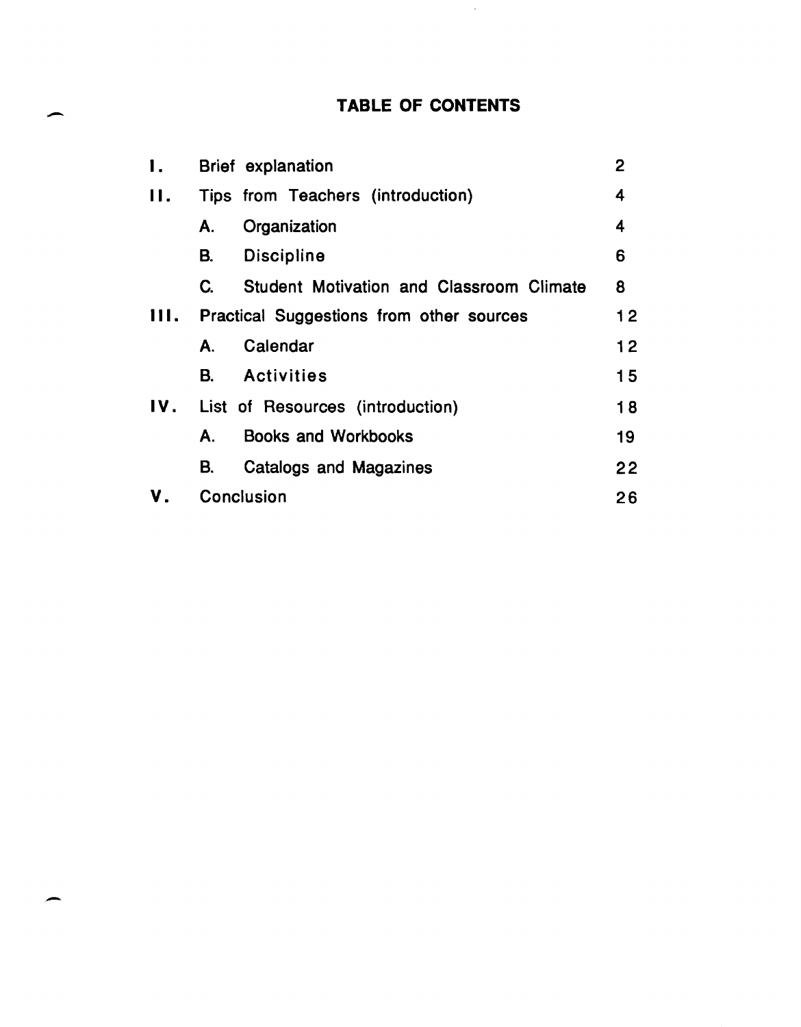# TABLE OF CONTENTS

| | | |
|---|---|---|
| I. | Brief explanation | 2 |
| II. | Tips from Teachers (introduction) | 4 |
| | A. Organization | 4 |
| | B. Discipline | 6 |
| | C. Student Motivation and Classroom Climate | 8 |
| III. | Practical Suggestions from other sources | 12 |
| | A. Calendar | 12 |
| | B. Activities | 15 |
| IV. | List of Resources (introduction) | 18 |
| | A. Books and Workbooks | 19 |
| | B. Catalogs and Magazines | 22 |
| V. | Conclusion | 26 |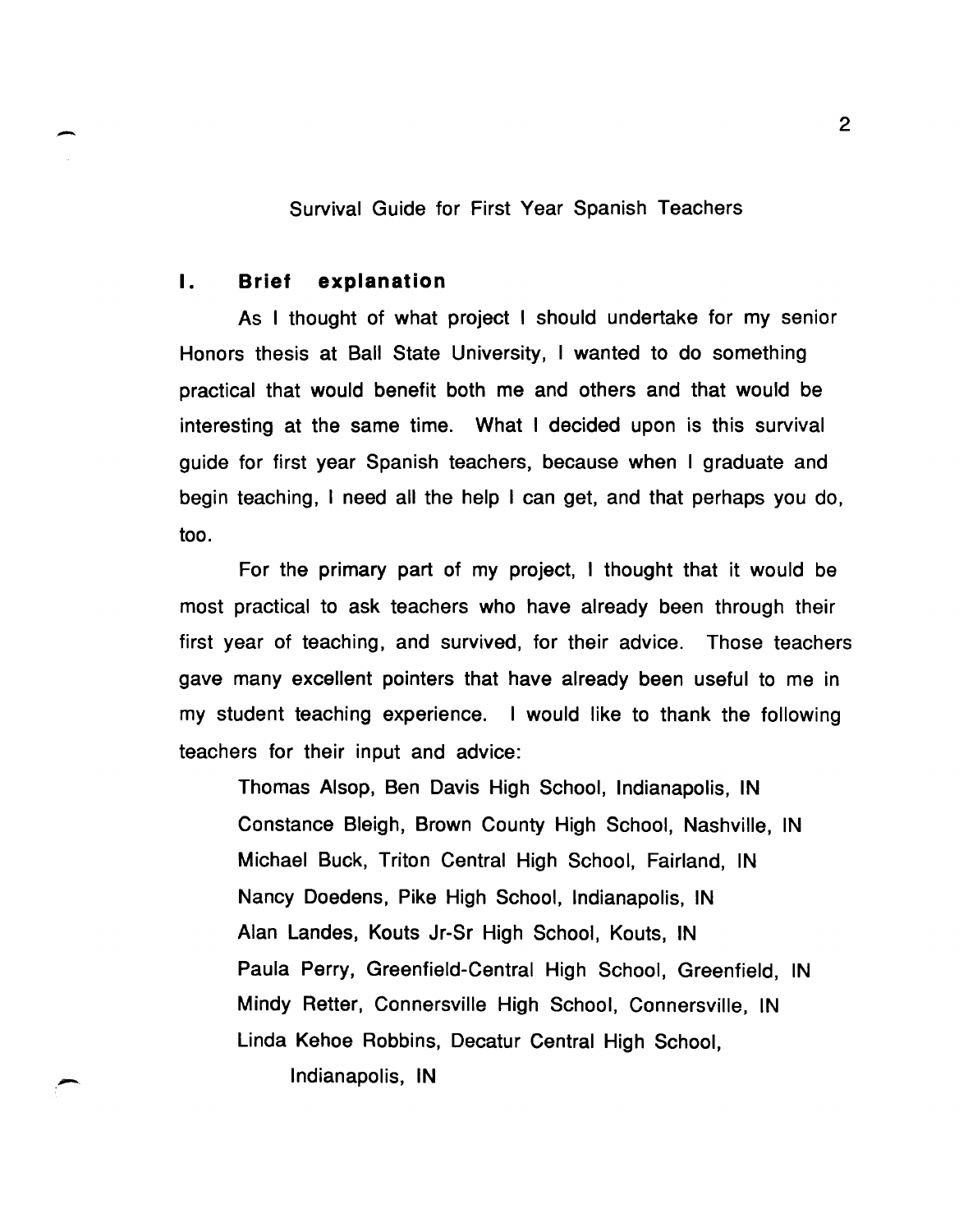# Survival Guide for First Year Spanish Teachers

## I. Brief explanation

As I thought of what project I should undertake for my senior Honors thesis at Ball State University, I wanted to do something practical that would benefit both me and others and that would be interesting at the same time. What I decided upon is this survival guide for first year Spanish teachers, because when I graduate and begin teaching, I need all the help I can get, and that perhaps you do, too.

For the primary part of my project, I thought that it would be most practical to ask teachers who have already been through their first year of teaching, and survived, for their advice. Those teachers gave many excellent pointers that have already been useful to me in my student teaching experience. I would like to thank the following teachers for their input and advice:

Thomas Alsop, Ben Davis High School, Indianapolis, IN
Constance Bleigh, Brown County High School, Nashville, IN
Michael Buck, Triton Central High School, Fairland, IN
Nancy Doedens, Pike High School, Indianapolis, IN
Alan Landes, Kouts Jr-Sr High School, Kouts, IN
Paula Perry, Greenfield-Central High School, Greenfield, IN
Mindy Retter, Connersville High School, Connersville, IN
Linda Kehoe Robbins, Decatur Central High School, Indianapolis, IN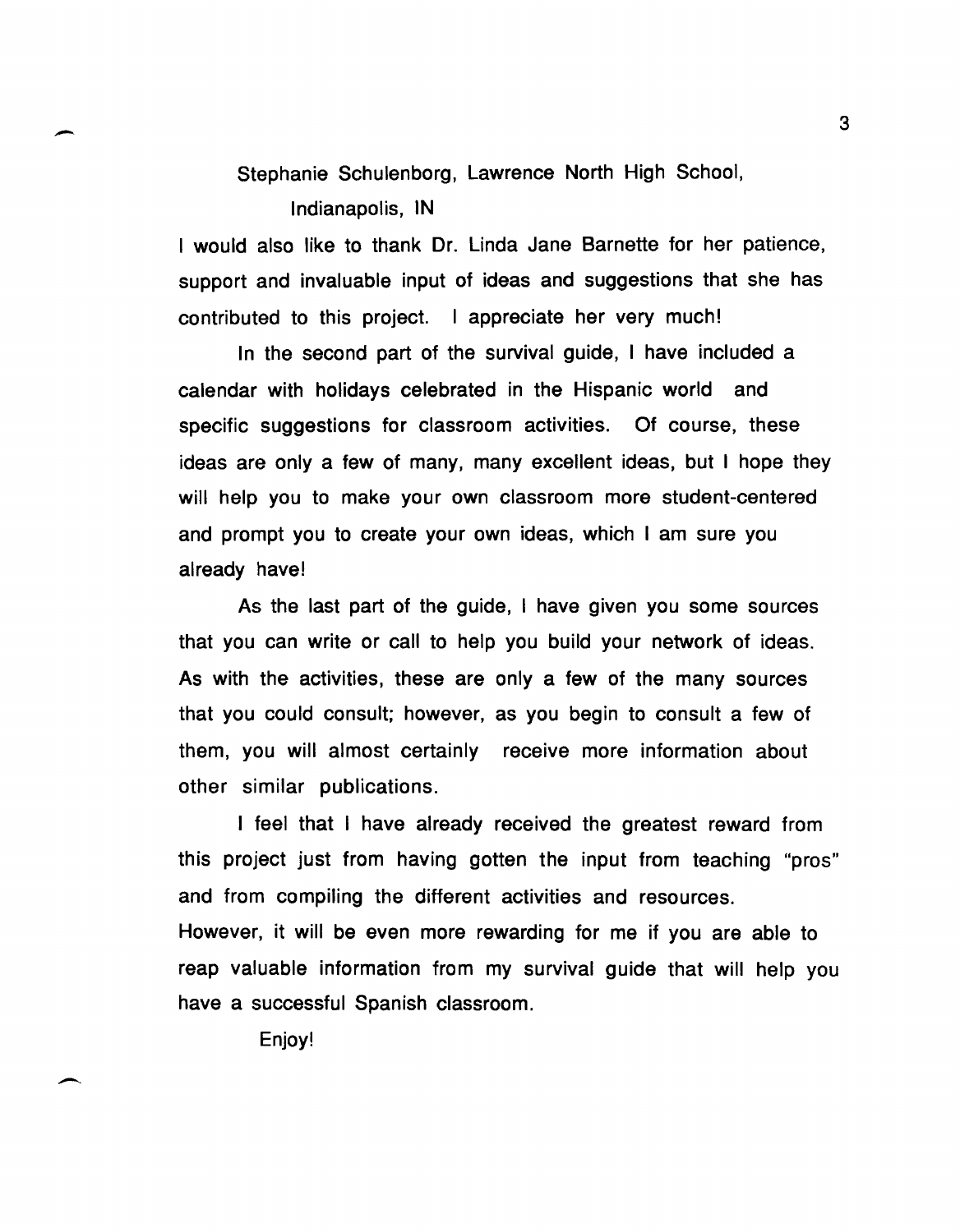Stephanie Schulenborg, Lawrence North High School,
Indianapolis, IN

I would also like to thank Dr. Linda Jane Barnette for her patience, support and invaluable input of ideas and suggestions that she has contributed to this project. I appreciate her very much!

In the second part of the survival guide, I have included a calendar with holidays celebrated in the Hispanic world and specific suggestions for classroom activities. Of course, these ideas are only a few of many, many excellent ideas, but I hope they will help you to make your own classroom more student-centered and prompt you to create your own ideas, which I am sure you already have!

As the last part of the guide, I have given you some sources that you can write or call to help you build your network of ideas. As with the activities, these are only a few of the many sources that you could consult; however, as you begin to consult a few of them, you will almost certainly receive more information about other similar publications.

I feel that I have already received the greatest reward from this project just from having gotten the input from teaching "pros" and from compiling the different activities and resources. However, it will be even more rewarding for me if you are able to reap valuable information from my survival guide that will help you have a successful Spanish classroom.

Enjoy!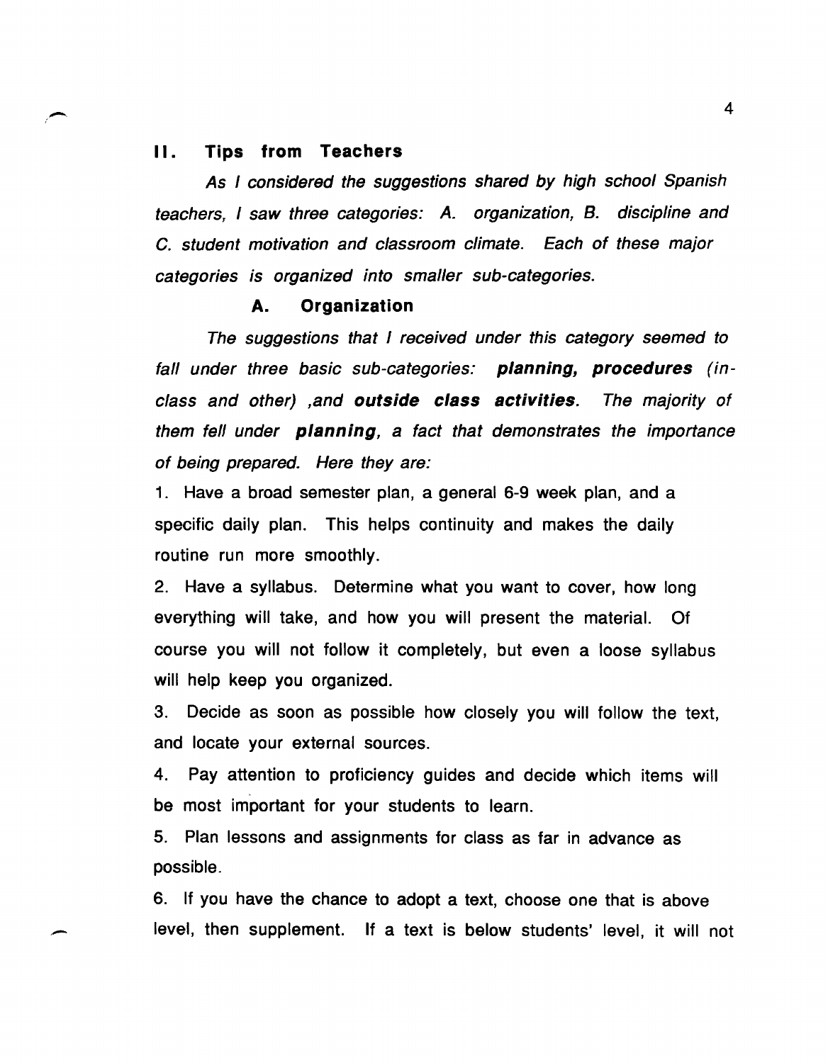## II. Tips from Teachers

*As I considered the suggestions shared by high school Spanish teachers, I saw three categories: A. organization, B. discipline and C. student motivation and classroom climate. Each of these major categories is organized into smaller sub-categories.*

### A. Organization

*The suggestions that I received under this category seemed to fall under three basic sub-categories:* ***planning, procedures*** *(in-class and other) ,and* ***outside class activities****. The majority of them fell under* ***planning****, a fact that demonstrates the importance of being prepared. Here they are:*

1. Have a broad semester plan, a general 6-9 week plan, and a specific daily plan. This helps continuity and makes the daily routine run more smoothly.

2. Have a syllabus. Determine what you want to cover, how long everything will take, and how you will present the material. Of course you will not follow it completely, but even a loose syllabus will help keep you organized.

3. Decide as soon as possible how closely you will follow the text, and locate your external sources.

4. Pay attention to proficiency guides and decide which items will be most important for your students to learn.

5. Plan lessons and assignments for class as far in advance as possible.

6. If you have the chance to adopt a text, choose one that is above level, then supplement. If a text is below students' level, it will not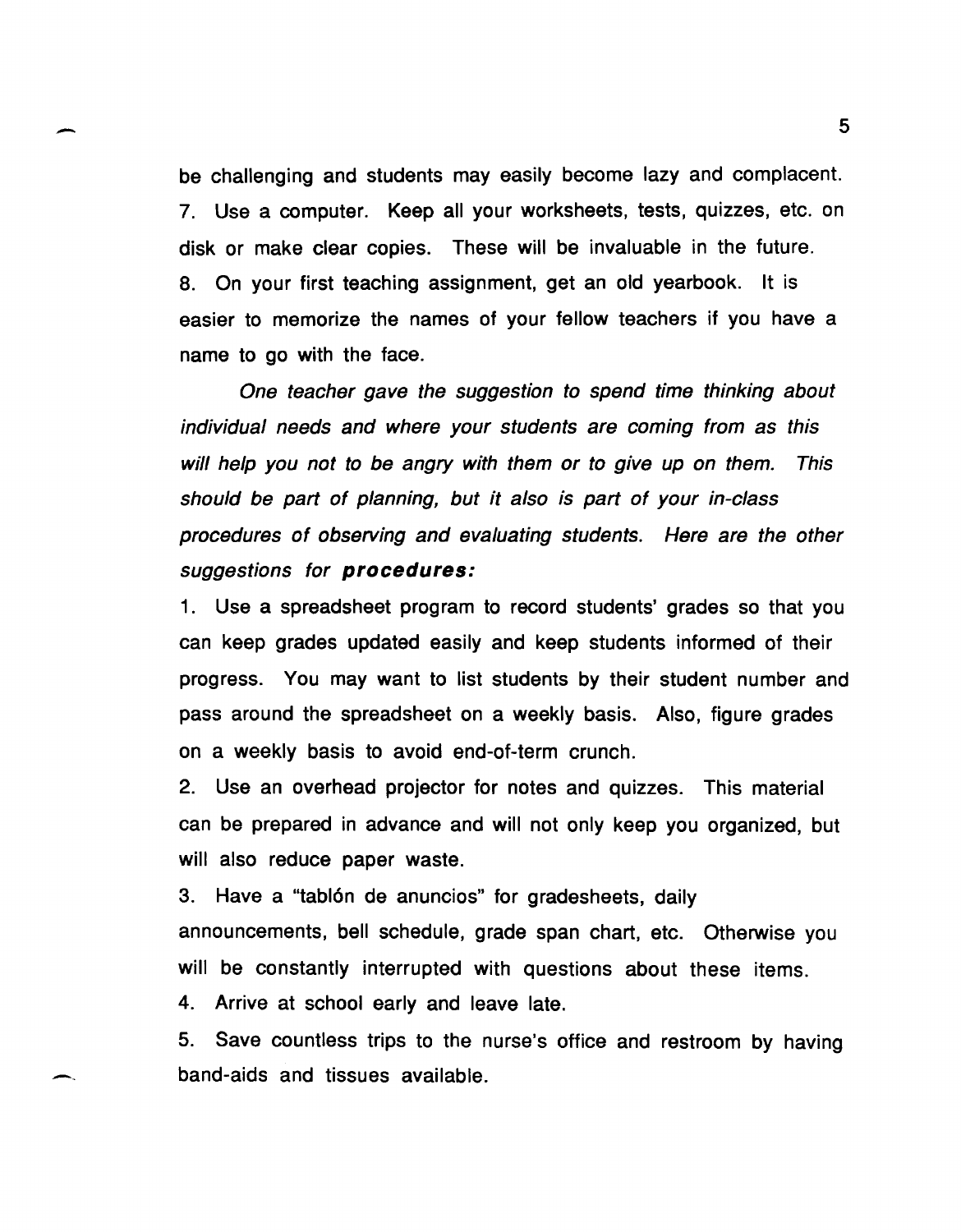be challenging and students may easily become lazy and complacent.

7. Use a computer. Keep all your worksheets, tests, quizzes, etc. on disk or make clear copies. These will be invaluable in the future.
8. On your first teaching assignment, get an old yearbook. It is easier to memorize the names of your fellow teachers if you have a name to go with the face.

*One teacher gave the suggestion to spend time thinking about individual needs and where your students are coming from as this will help you not to be angry with them or to give up on them. This should be part of planning, but it also is part of your in-class procedures of observing and evaluating students. Here are the other suggestions for* ***procedures:***

1. Use a spreadsheet program to record students' grades so that you can keep grades updated easily and keep students informed of their progress. You may want to list students by their student number and pass around the spreadsheet on a weekly basis. Also, figure grades on a weekly basis to avoid end-of-term crunch.
2. Use an overhead projector for notes and quizzes. This material can be prepared in advance and will not only keep you organized, but will also reduce paper waste.
3. Have a "tablón de anuncios" for gradesheets, daily announcements, bell schedule, grade span chart, etc. Otherwise you will be constantly interrupted with questions about these items.
4. Arrive at school early and leave late.
5. Save countless trips to the nurse's office and restroom by having band-aids and tissues available.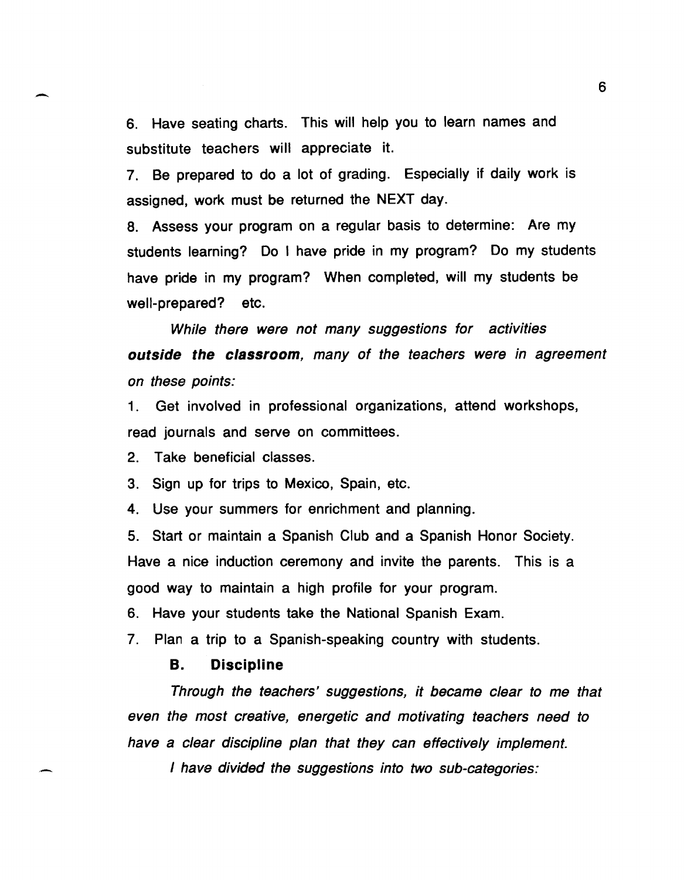6. Have seating charts. This will help you to learn names and substitute teachers will appreciate it.

7. Be prepared to do a lot of grading. Especially if daily work is assigned, work must be returned the NEXT day.

8. Assess your program on a regular basis to determine: Are my students learning? Do I have pride in my program? Do my students have pride in my program? When completed, will my students be well-prepared? etc.

*While there were not many suggestions for activities* ***outside the classroom****, many of the teachers were in agreement on these points:*

1. Get involved in professional organizations, attend workshops, read journals and serve on committees.

2. Take beneficial classes.

3. Sign up for trips to Mexico, Spain, etc.

4. Use your summers for enrichment and planning.

5. Start or maintain a Spanish Club and a Spanish Honor Society. Have a nice induction ceremony and invite the parents. This is a good way to maintain a high profile for your program.

6. Have your students take the National Spanish Exam.

7. Plan a trip to a Spanish-speaking country with students.

### B. Discipline

*Through the teachers' suggestions, it became clear to me that even the most creative, energetic and motivating teachers need to have a clear discipline plan that they can effectively implement.*

*I have divided the suggestions into two sub-categories:*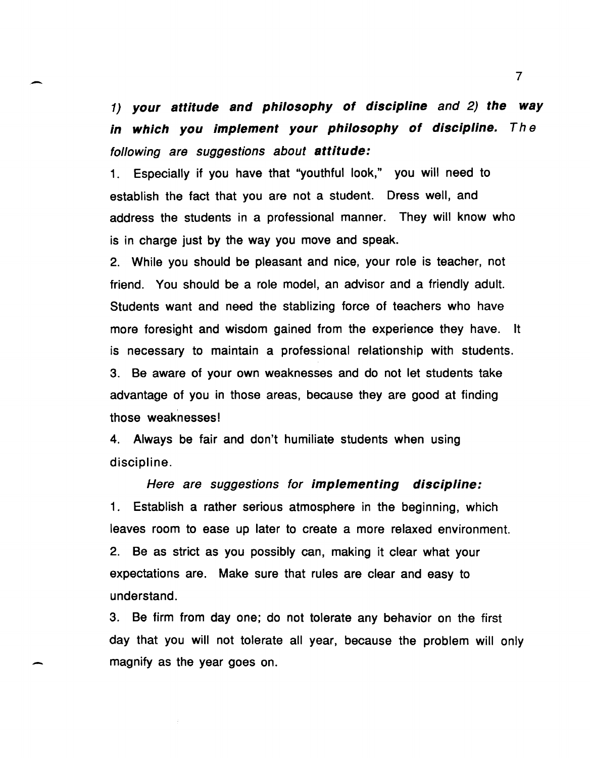*1) **your attitude and philosophy of discipline** and 2) **the way in which you implement your philosophy of discipline.** The following are suggestions about **attitude:***

1. Especially if you have that "youthful look," you will need to establish the fact that you are not a student. Dress well, and address the students in a professional manner. They will know who is in charge just by the way you move and speak.
2. While you should be pleasant and nice, your role is teacher, not friend. You should be a role model, an advisor and a friendly adult. Students want and need the stablizing force of teachers who have more foresight and wisdom gained from the experience they have. It is necessary to maintain a professional relationship with students.
3. Be aware of your own weaknesses and do not let students take advantage of you in those areas, because they are good at finding those weaknesses!
4. Always be fair and don't humiliate students when using discipline.

*Here are suggestions for **implementing discipline:***

1. Establish a rather serious atmosphere in the beginning, which leaves room to ease up later to create a more relaxed environment.
2. Be as strict as you possibly can, making it clear what your expectations are. Make sure that rules are clear and easy to understand.
3. Be firm from day one; do not tolerate any behavior on the first day that you will not tolerate all year, because the problem will only magnify as the year goes on.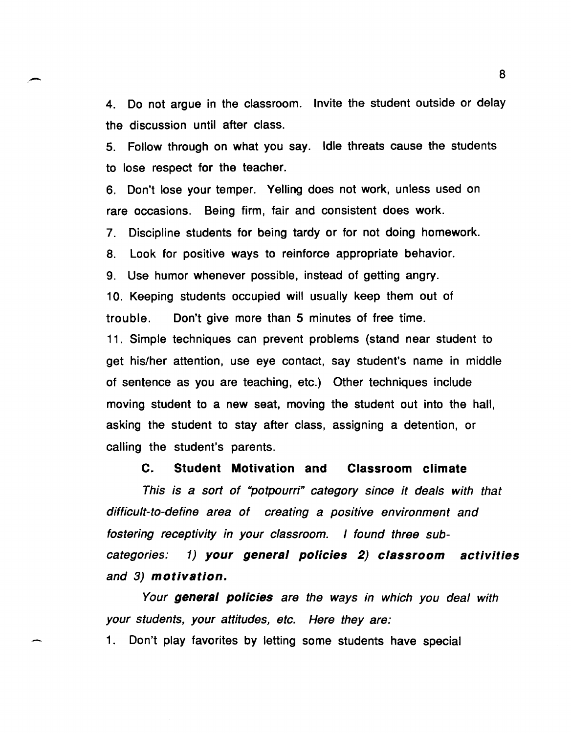4. Do not argue in the classroom. Invite the student outside or delay the discussion until after class.

5. Follow through on what you say. Idle threats cause the students to lose respect for the teacher.

6. Don't lose your temper. Yelling does not work, unless used on rare occasions. Being firm, fair and consistent does work.

7. Discipline students for being tardy or for not doing homework.

8. Look for positive ways to reinforce appropriate behavior.

9. Use humor whenever possible, instead of getting angry.

10. Keeping students occupied will usually keep them out of trouble. Don't give more than 5 minutes of free time.

11. Simple techniques can prevent problems (stand near student to get his/her attention, use eye contact, say student's name in middle of sentence as you are teaching, etc.) Other techniques include moving student to a new seat, moving the student out into the hall, asking the student to stay after class, assigning a detention, or calling the student's parents.

### C. Student Motivation and Classroom climate

*This is a sort of "potpourri" category since it deals with that difficult-to-define area of creating a positive environment and fostering receptivity in your classroom. I found three sub-categories: 1)* ***your general policies*** *2)* ***classroom activities*** *and 3)* ***motivation.***

*Your* ***general policies*** *are the ways in which you deal with your students, your attitudes, etc. Here they are:*

1. Don't play favorites by letting some students have special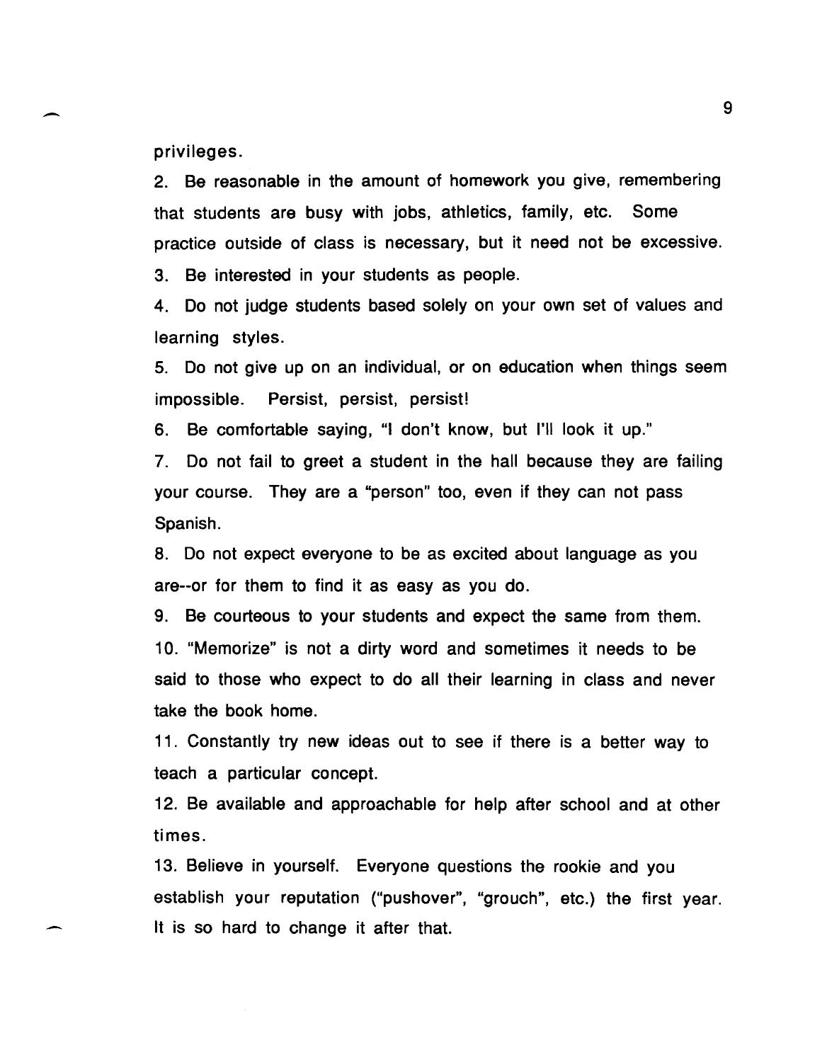privileges.

2. Be reasonable in the amount of homework you give, remembering that students are busy with jobs, athletics, family, etc. Some practice outside of class is necessary, but it need not be excessive.

3. Be interested in your students as people.

4. Do not judge students based solely on your own set of values and learning styles.

5. Do not give up on an individual, or on education when things seem impossible. Persist, persist, persist!

6. Be comfortable saying, "I don't know, but I'll look it up."

7. Do not fail to greet a student in the hall because they are failing your course. They are a "person" too, even if they can not pass Spanish.

8. Do not expect everyone to be as excited about language as you are--or for them to find it as easy as you do.

9. Be courteous to your students and expect the same from them.

10. "Memorize" is not a dirty word and sometimes it needs to be said to those who expect to do all their learning in class and never take the book home.

11. Constantly try new ideas out to see if there is a better way to teach a particular concept.

12. Be available and approachable for help after school and at other times.

13. Believe in yourself. Everyone questions the rookie and you establish your reputation ("pushover", "grouch", etc.) the first year. It is so hard to change it after that.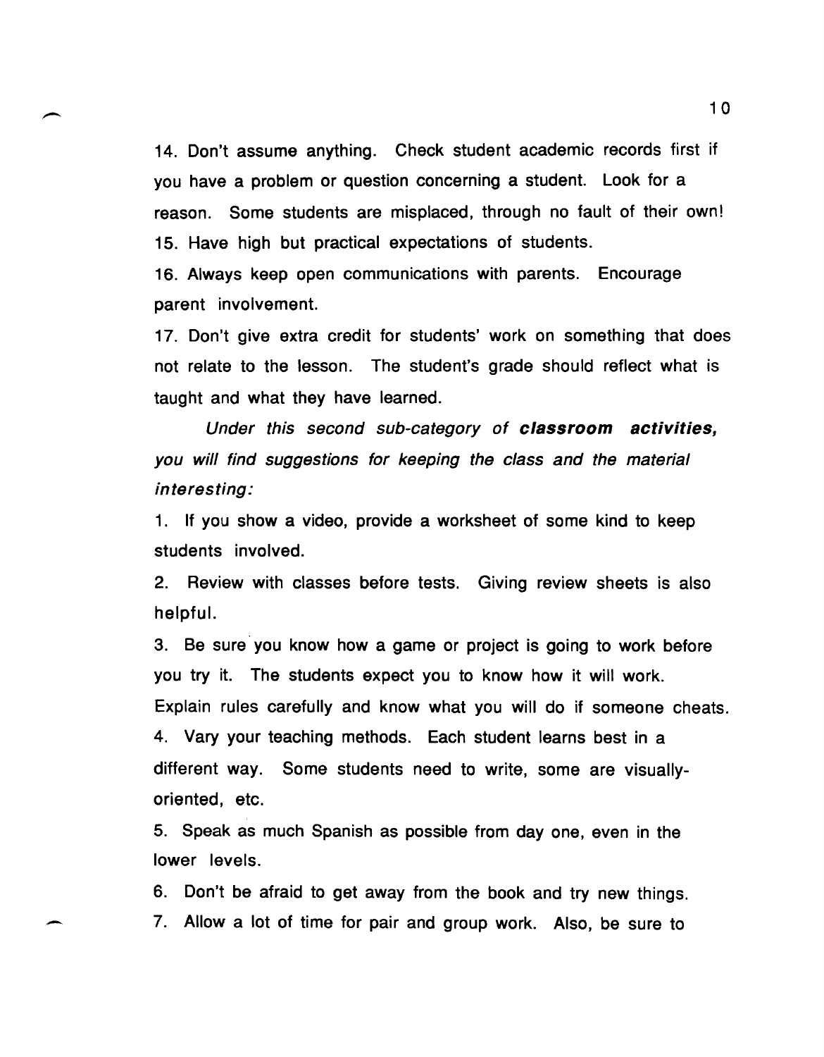14. Don't assume anything. Check student academic records first if you have a problem or question concerning a student. Look for a reason. Some students are misplaced, through no fault of their own!

15. Have high but practical expectations of students.

16. Always keep open communications with parents. Encourage parent involvement.

17. Don't give extra credit for students' work on something that does not relate to the lesson. The student's grade should reflect what is taught and what they have learned.

*Under this second sub-category of* ***classroom activities,*** *you will find suggestions for keeping the class and the material interesting:*

1. If you show a video, provide a worksheet of some kind to keep students involved.
2. Review with classes before tests. Giving review sheets is also helpful.
3. Be sure you know how a game or project is going to work before you try it. The students expect you to know how it will work. Explain rules carefully and know what you will do if someone cheats.
4. Vary your teaching methods. Each student learns best in a different way. Some students need to write, some are visually-oriented, etc.
5. Speak as much Spanish as possible from day one, even in the lower levels.
6. Don't be afraid to get away from the book and try new things.
7. Allow a lot of time for pair and group work. Also, be sure to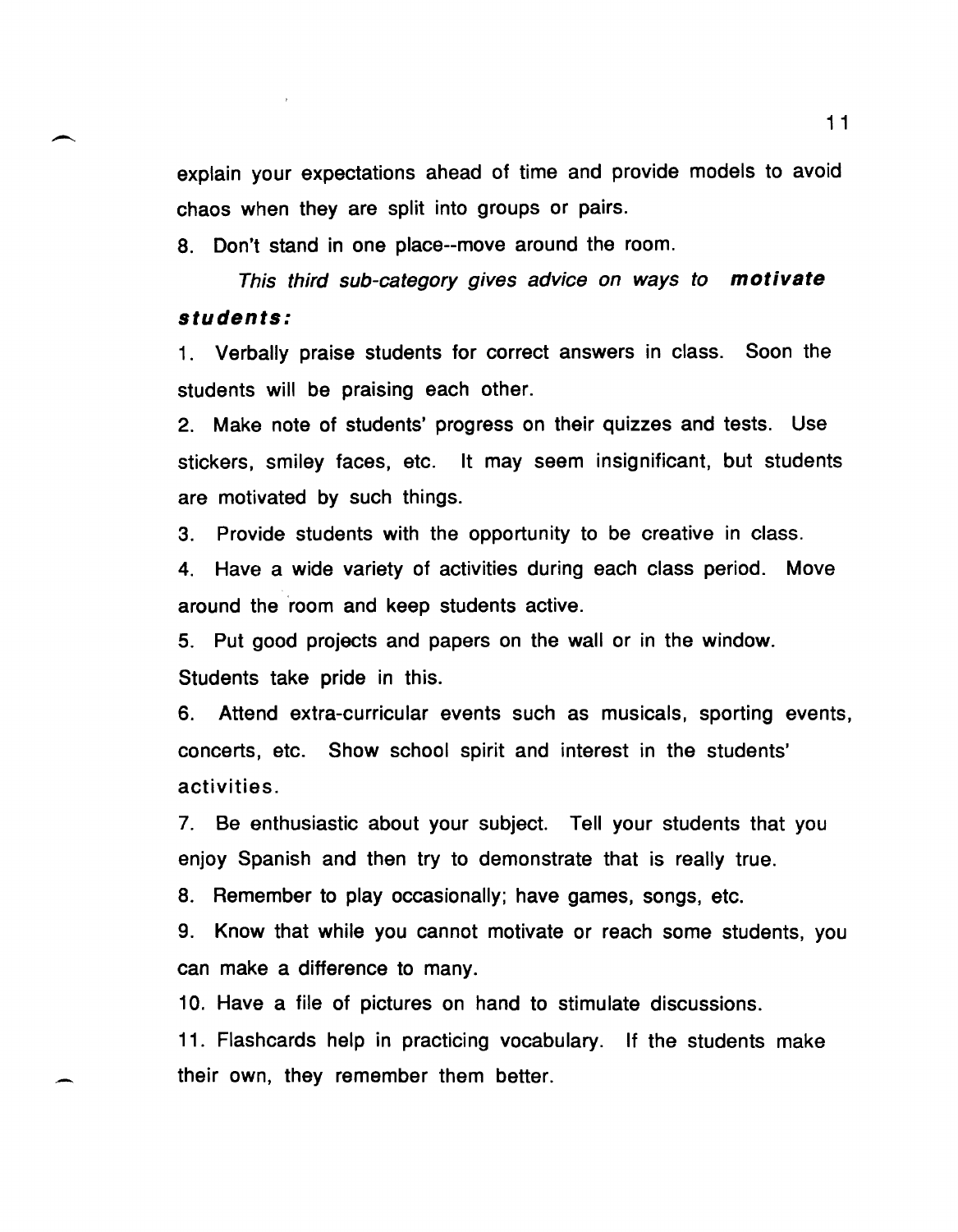explain your expectations ahead of time and provide models to avoid chaos when they are split into groups or pairs.

8. Don't stand in one place--move around the room.

*This third sub-category gives advice on ways to* ***motivate students:***

1. Verbally praise students for correct answers in class. Soon the students will be praising each other.
2. Make note of students' progress on their quizzes and tests. Use stickers, smiley faces, etc. It may seem insignificant, but students are motivated by such things.
3. Provide students with the opportunity to be creative in class.
4. Have a wide variety of activities during each class period. Move around the room and keep students active.
5. Put good projects and papers on the wall or in the window. Students take pride in this.
6. Attend extra-curricular events such as musicals, sporting events, concerts, etc. Show school spirit and interest in the students' activities.
7. Be enthusiastic about your subject. Tell your students that you enjoy Spanish and then try to demonstrate that is really true.
8. Remember to play occasionally; have games, songs, etc.
9. Know that while you cannot motivate or reach some students, you can make a difference to many.
10. Have a file of pictures on hand to stimulate discussions.
11. Flashcards help in practicing vocabulary. If the students make their own, they remember them better.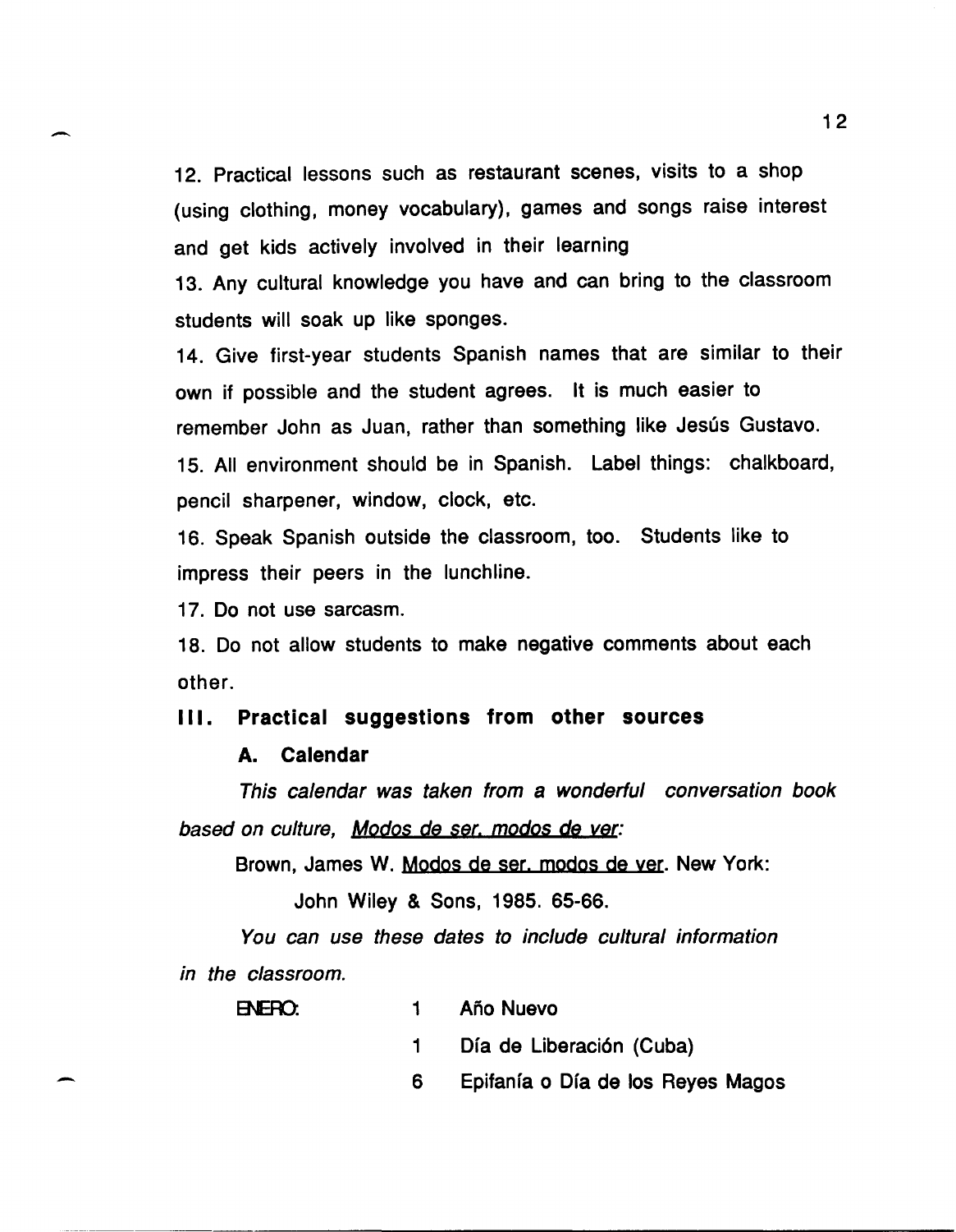12. Practical lessons such as restaurant scenes, visits to a shop (using clothing, money vocabulary), games and songs raise interest and get kids actively involved in their learning

13. Any cultural knowledge you have and can bring to the classroom students will soak up like sponges.

14. Give first-year students Spanish names that are similar to their own if possible and the student agrees. It is much easier to remember John as Juan, rather than something like Jesús Gustavo.

15. All environment should be in Spanish. Label things: chalkboard, pencil sharpener, window, clock, etc.

16. Speak Spanish outside the classroom, too. Students like to impress their peers in the lunchline.

17. Do not use sarcasm.

18. Do not allow students to make negative comments about each other.

## III. Practical suggestions from other sources

### A. Calendar

*This calendar was taken from a wonderful conversation book based on culture,* Modos de ser, modos de ver:

Brown, James W. Modos de ser, modos de ver. New York: John Wiley & Sons, 1985. 65-66.

*You can use these dates to include cultural information in the classroom.*

| | | |
|---|---|---|
| ENERO: | 1 | Año Nuevo |
| | 1 | Día de Liberación (Cuba) |
| | 6 | Epifanía o Día de los Reyes Magos |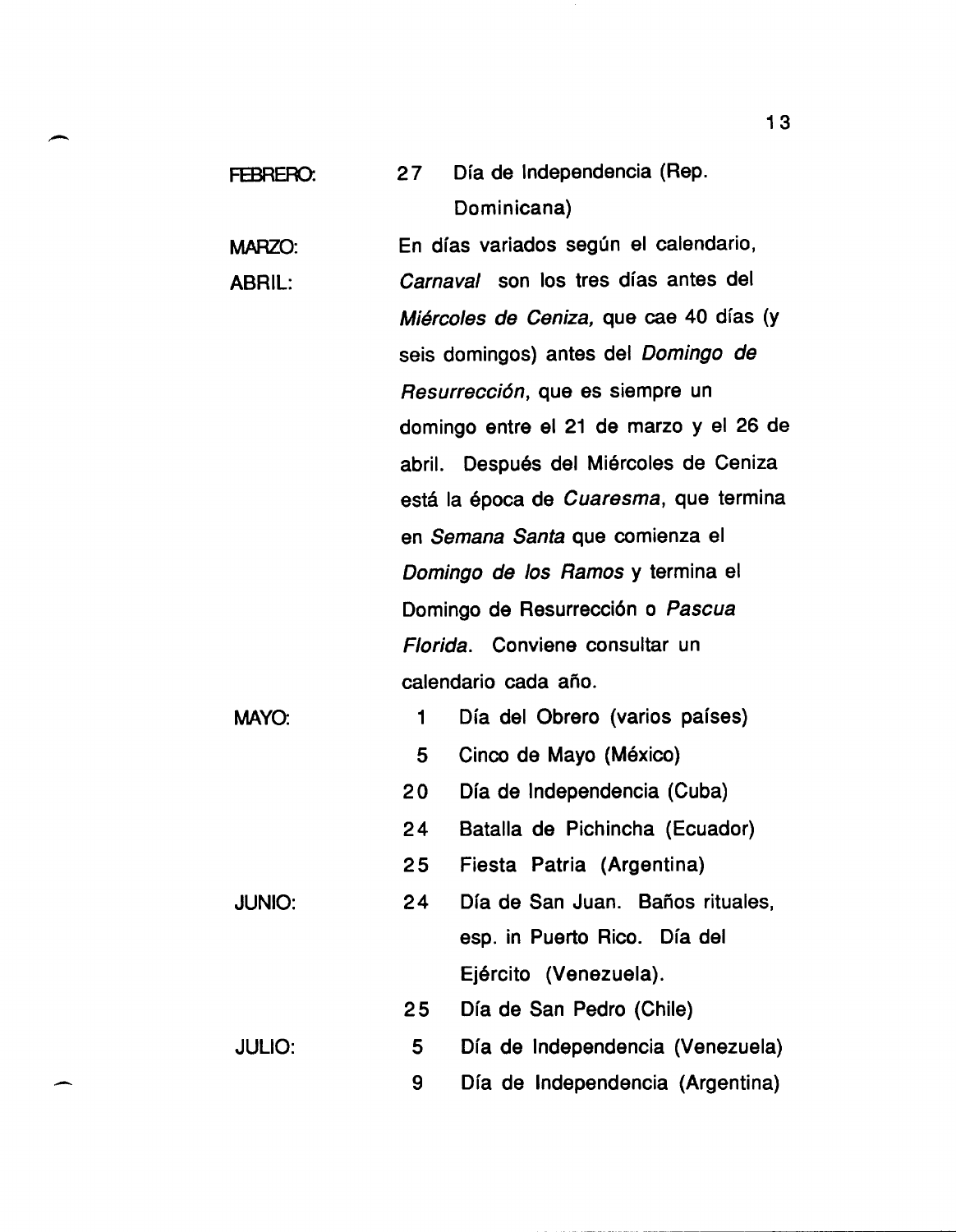| | | |
|---|---|---|
| FEBRERO: | 27 | Día de Independencia (Rep. Dominicana) |
| MARZO: ABRIL: | | En días variados según el calendario, *Carnaval* son los tres días antes del *Miércoles de Ceniza,* que cae 40 días (y seis domingos) antes del *Domingo de Resurrección*, que es siempre un domingo entre el 21 de marzo y el 26 de abril. Después del Miércoles de Ceniza está la época de *Cuaresma*, que termina en *Semana Santa* que comienza el *Domingo de los Ramos* y termina el Domingo de Resurrección o *Pascua Florida*. Conviene consultar un calendario cada año. |
| MAYO: | 1 | Día del Obrero (varios países) |
| | 5 | Cinco de Mayo (México) |
| | 20 | Día de Independencia (Cuba) |
| | 24 | Batalla de Pichincha (Ecuador) |
| | 25 | Fiesta Patria (Argentina) |
| JUNIO: | 24 | Día de San Juan. Baños rituales, esp. in Puerto Rico. Día del Ejército (Venezuela). |
| | 25 | Día de San Pedro (Chile) |
| JULIO: | 5 | Día de Independencia (Venezuela) |
| | 9 | Día de Independencia (Argentina) |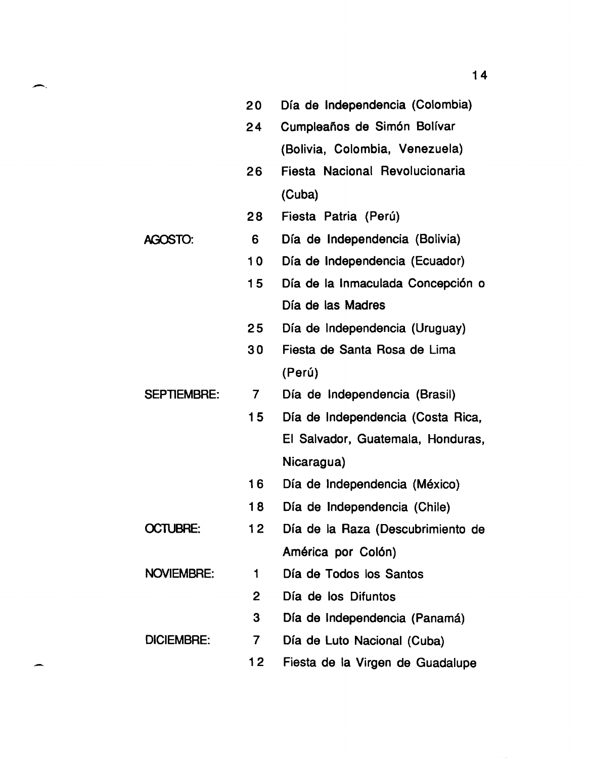| | | |
|---|---|---|
| | 20 | Día de Independencia (Colombia) |
| | 24 | Cumpleaños de Simón Bolívar (Bolivia, Colombia, Venezuela) |
| | 26 | Fiesta Nacional Revolucionaria (Cuba) |
| | 28 | Fiesta Patria (Perú) |
| AGOSTO: | 6 | Día de Independencia (Bolivia) |
| | 10 | Día de Independencia (Ecuador) |
| | 15 | Día de la Inmaculada Concepción o Día de las Madres |
| | 25 | Día de Independencia (Uruguay) |
| | 30 | Fiesta de Santa Rosa de Lima (Perú) |
| SEPTIEMBRE: | 7 | Día de Independencia (Brasil) |
| | 15 | Día de Independencia (Costa Rica, El Salvador, Guatemala, Honduras, Nicaragua) |
| | 16 | Día de Independencia (México) |
| | 18 | Día de Independencia (Chile) |
| OCTUBRE: | 12 | Día de la Raza (Descubrimiento de América por Colón) |
| NOVIEMBRE: | 1 | Día de Todos los Santos |
| | 2 | Día de los Difuntos |
| | 3 | Día de Independencia (Panamá) |
| DICIEMBRE: | 7 | Día de Luto Nacional (Cuba) |
| | 12 | Fiesta de la Virgen de Guadalupe |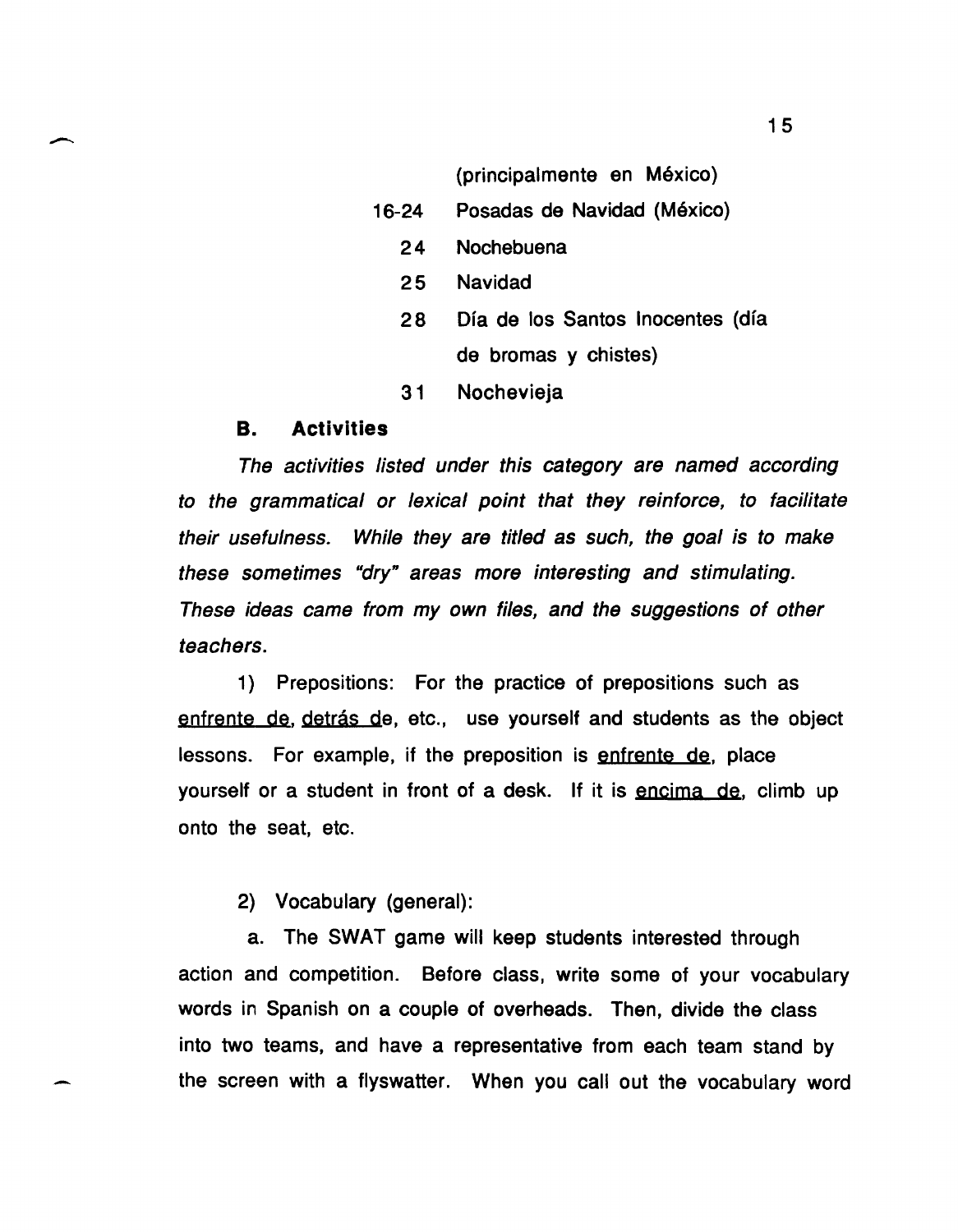(principalmente en México)

16-24 Posadas de Navidad (México)

24 Nochebuena

25 Navidad

28 Día de los Santos Inocentes (día de bromas y chistes)

31 Nochevieja

### B. Activities

*The activities listed under this category are named according to the grammatical or lexical point that they reinforce, to facilitate their usefulness. While they are titled as such, the goal is to make these sometimes "dry" areas more interesting and stimulating. These ideas came from my own files, and the suggestions of other teachers.*

1) Prepositions: For the practice of prepositions such as enfrente de, detrás de, etc., use yourself and students as the object lessons. For example, if the preposition is enfrente de, place yourself or a student in front of a desk. If it is encima de, climb up onto the seat, etc.

2) Vocabulary (general):

a. The SWAT game will keep students interested through action and competition. Before class, write some of your vocabulary words in Spanish on a couple of overheads. Then, divide the class into two teams, and have a representative from each team stand by the screen with a flyswatter. When you call out the vocabulary word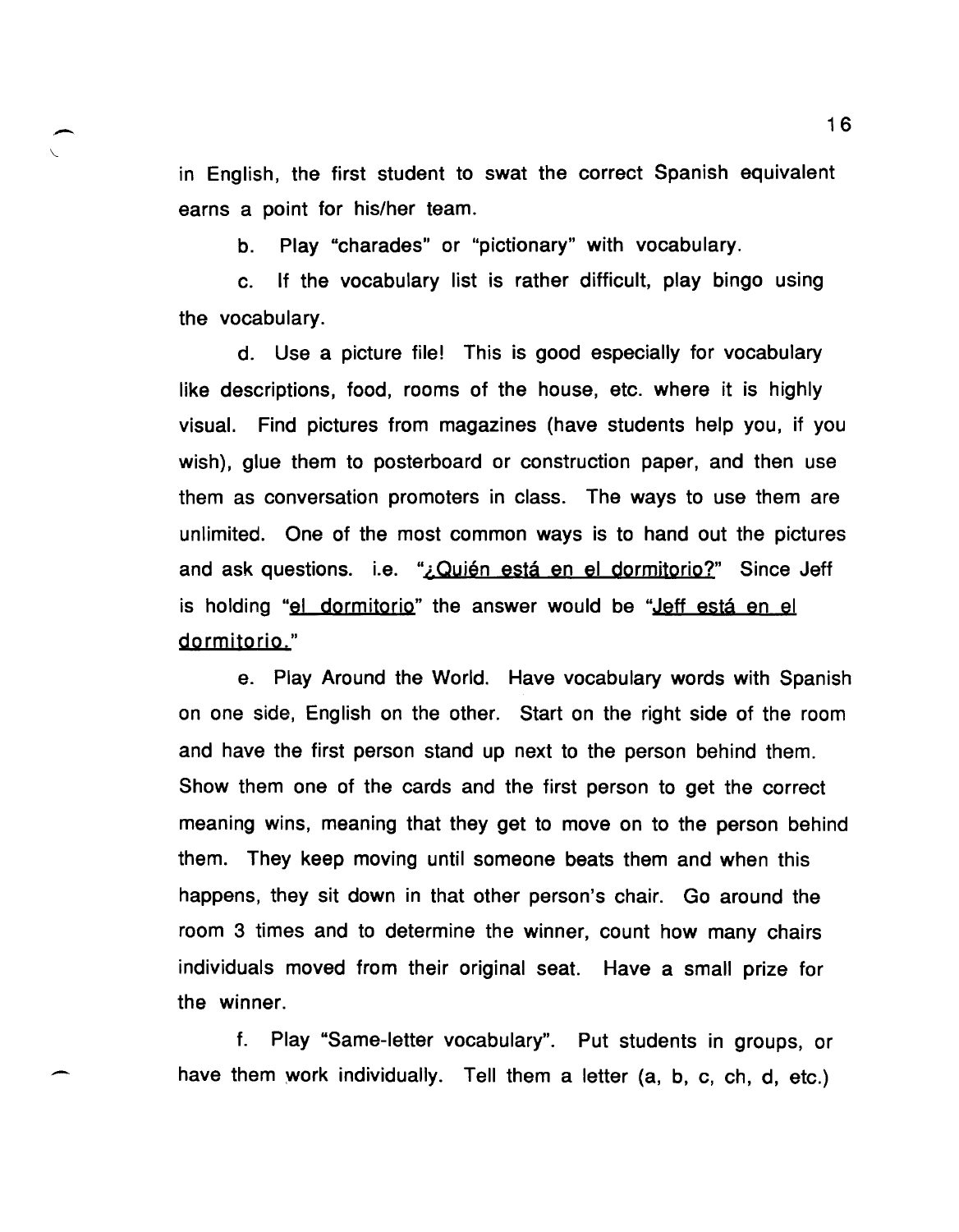in English, the first student to swat the correct Spanish equivalent earns a point for his/her team.

b. Play "charades" or "pictionary" with vocabulary.

c. If the vocabulary list is rather difficult, play bingo using the vocabulary.

d. Use a picture file! This is good especially for vocabulary like descriptions, food, rooms of the house, etc. where it is highly visual. Find pictures from magazines (have students help you, if you wish), glue them to posterboard or construction paper, and then use them as conversation promoters in class. The ways to use them are unlimited. One of the most common ways is to hand out the pictures and ask questions. i.e. "¿Quién está en el dormitorio?" Since Jeff is holding "el dormitorio" the answer would be "Jeff está en el dormitorio."

e. Play Around the World. Have vocabulary words with Spanish on one side, English on the other. Start on the right side of the room and have the first person stand up next to the person behind them. Show them one of the cards and the first person to get the correct meaning wins, meaning that they get to move on to the person behind them. They keep moving until someone beats them and when this happens, they sit down in that other person's chair. Go around the room 3 times and to determine the winner, count how many chairs individuals moved from their original seat. Have a small prize for the winner.

f. Play "Same-letter vocabulary". Put students in groups, or have them work individually. Tell them a letter (a, b, c, ch, d, etc.)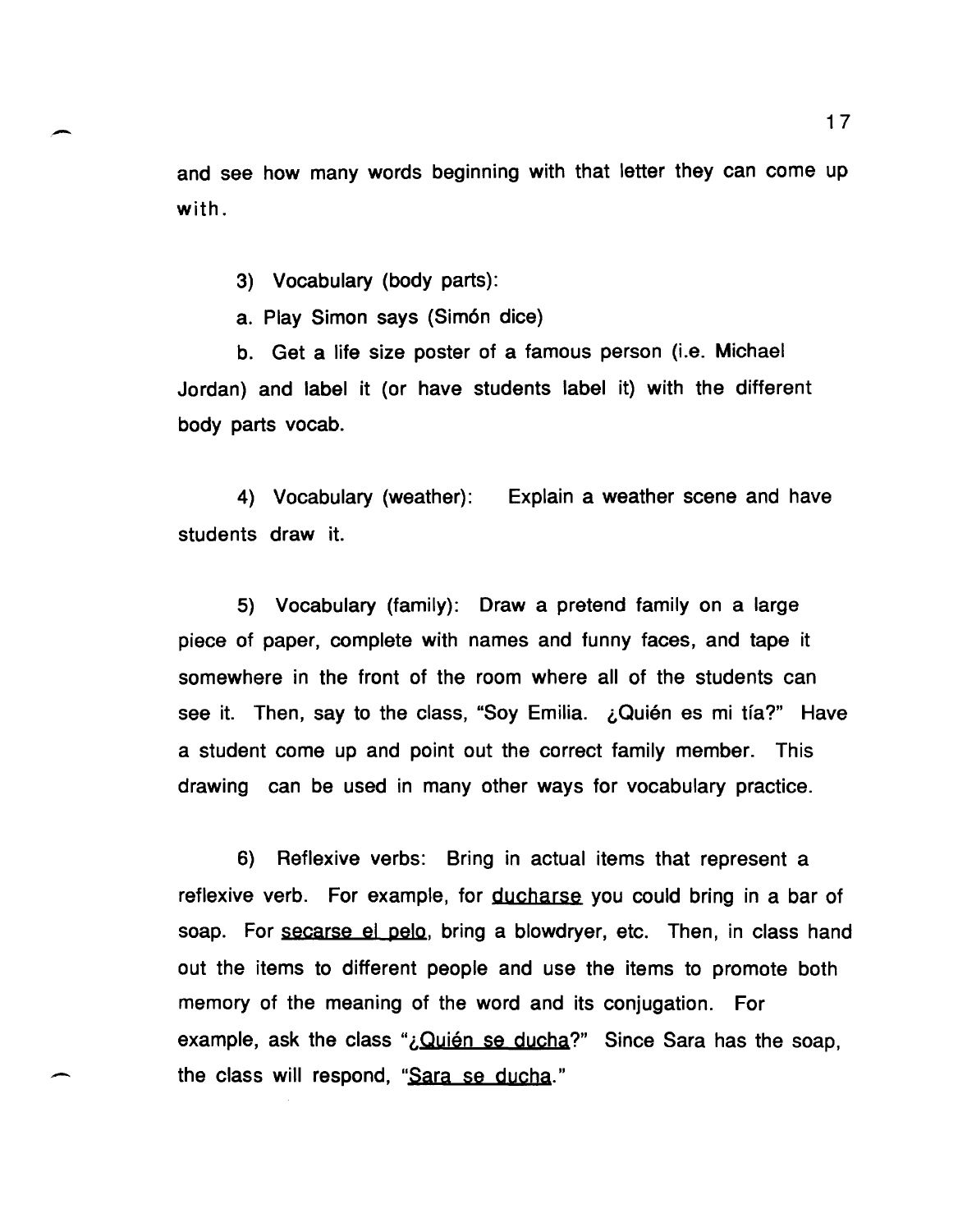and see how many words beginning with that letter they can come up with.

3) Vocabulary (body parts):

a. Play Simon says (Simón dice)

b. Get a life size poster of a famous person (i.e. Michael Jordan) and label it (or have students label it) with the different body parts vocab.

4) Vocabulary (weather): Explain a weather scene and have students draw it.

5) Vocabulary (family): Draw a pretend family on a large piece of paper, complete with names and funny faces, and tape it somewhere in the front of the room where all of the students can see it. Then, say to the class, "Soy Emilia. ¿Quién es mi tía?" Have a student come up and point out the correct family member. This drawing can be used in many other ways for vocabulary practice.

6) Reflexive verbs: Bring in actual items that represent a reflexive verb. For example, for ducharse you could bring in a bar of soap. For secarse el pelo, bring a blowdryer, etc. Then, in class hand out the items to different people and use the items to promote both memory of the meaning of the word and its conjugation. For example, ask the class "¿Quién se ducha?" Since Sara has the soap, the class will respond, "Sara se ducha."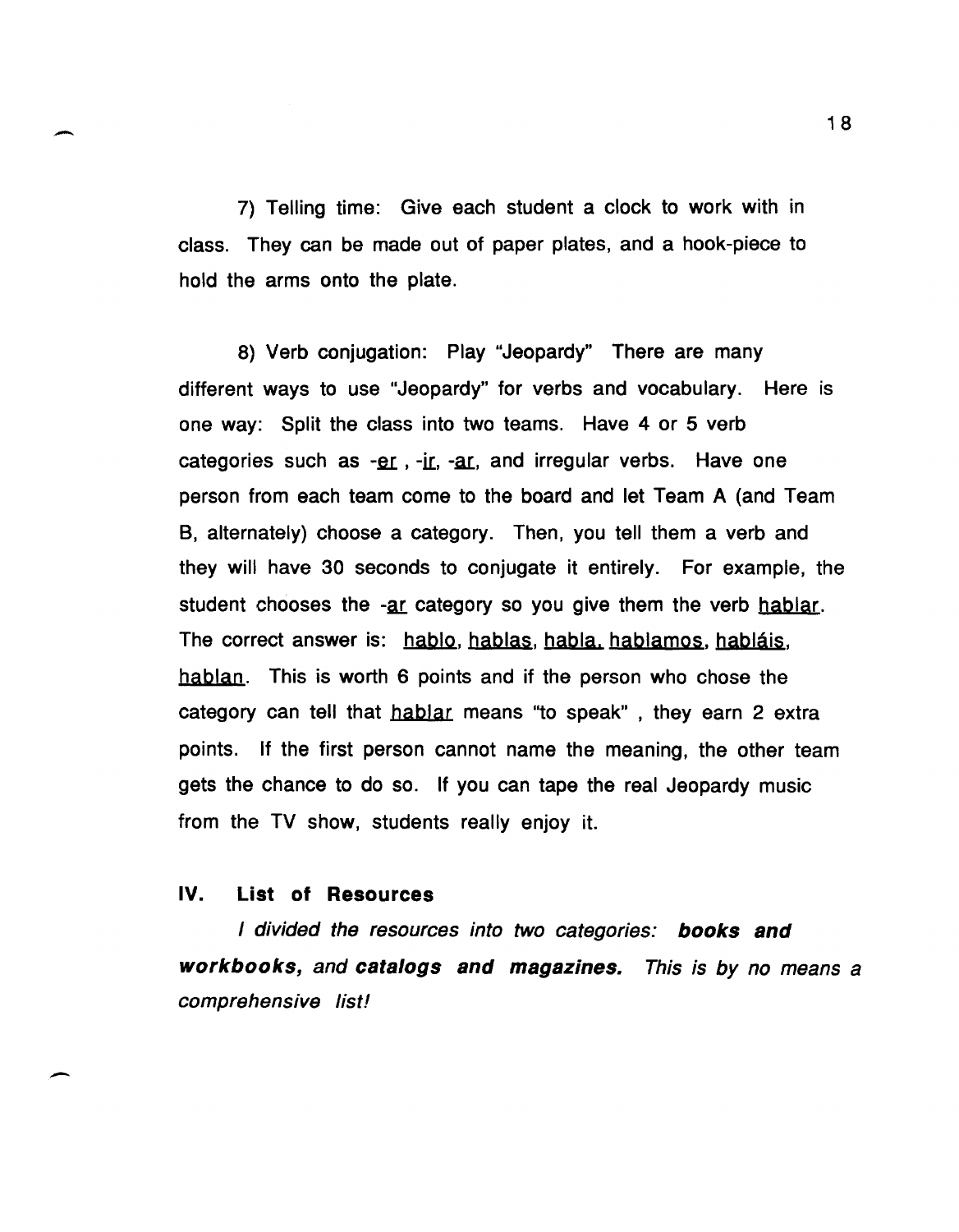7) Telling time: Give each student a clock to work with in class. They can be made out of paper plates, and a hook-piece to hold the arms onto the plate.

8) Verb conjugation: Play "Jeopardy" There are many different ways to use "Jeopardy" for verbs and vocabulary. Here is one way: Split the class into two teams. Have 4 or 5 verb categories such as -er , -ir, -ar, and irregular verbs. Have one person from each team come to the board and let Team A (and Team B, alternately) choose a category. Then, you tell them a verb and they will have 30 seconds to conjugate it entirely. For example, the student chooses the -ar category so you give them the verb hablar. The correct answer is: hablo, hablas, habla, hablamos, habláis, hablan. This is worth 6 points and if the person who chose the category can tell that hablar means "to speak" , they earn 2 extra points. If the first person cannot name the meaning, the other team gets the chance to do so. If you can tape the real Jeopardy music from the TV show, students really enjoy it.

## IV. List of Resources

*I divided the resources into two categories:* ***books and workbooks,*** *and* ***catalogs and magazines.*** *This is by no means a comprehensive list!*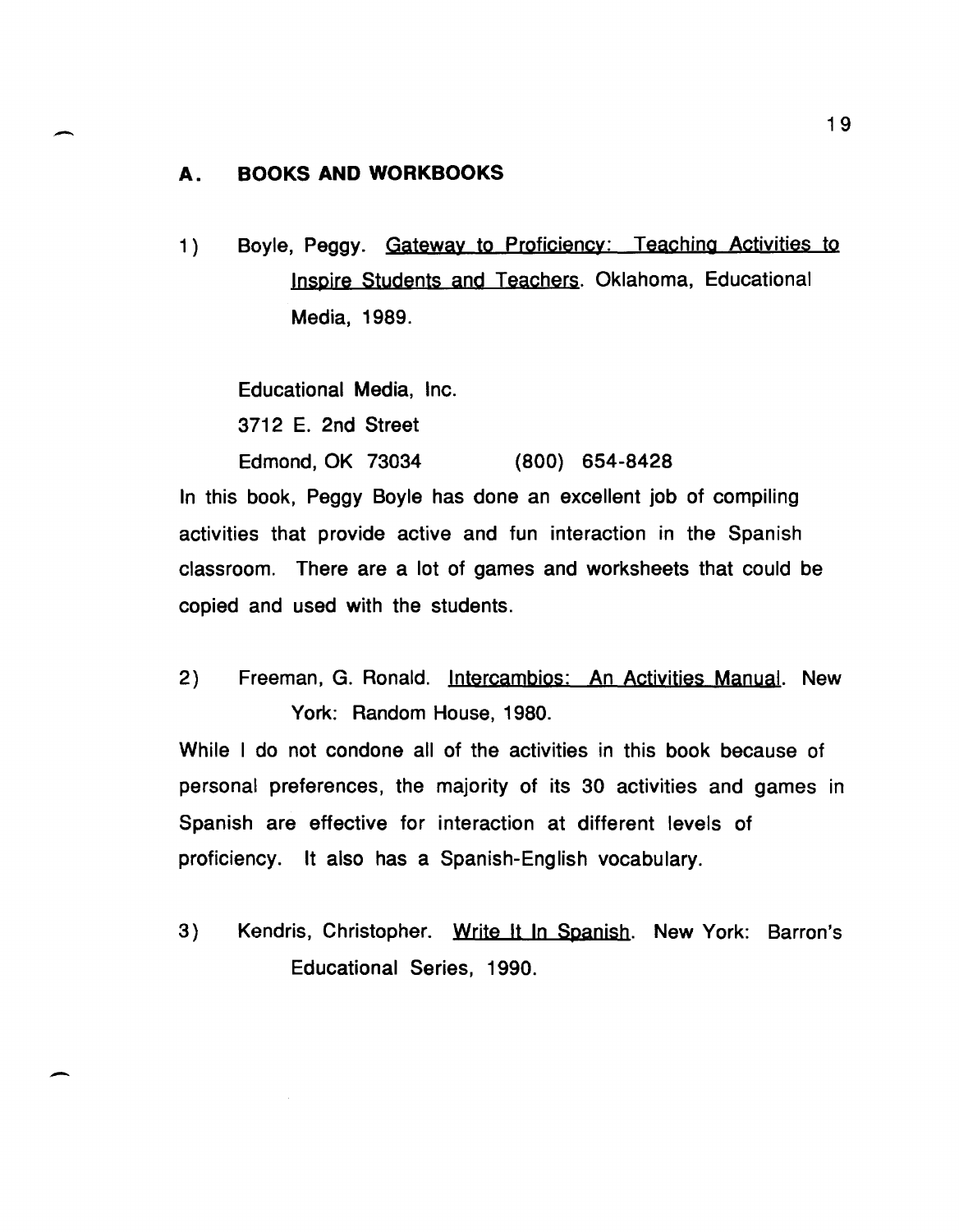## A. BOOKS AND WORKBOOKS

1) Boyle, Peggy. Gateway to Proficiency: Teaching Activities to Inspire Students and Teachers. Oklahoma, Educational Media, 1989.

   Educational Media, Inc.
   3712 E. 2nd Street
   Edmond, OK 73034 (800) 654-8428

In this book, Peggy Boyle has done an excellent job of compiling activities that provide active and fun interaction in the Spanish classroom. There are a lot of games and worksheets that could be copied and used with the students.

2) Freeman, G. Ronald. Intercambios: An Activities Manual. New York: Random House, 1980.

While I do not condone all of the activities in this book because of personal preferences, the majority of its 30 activities and games in Spanish are effective for interaction at different levels of proficiency. It also has a Spanish-English vocabulary.

3) Kendris, Christopher. Write It In Spanish. New York: Barron's Educational Series, 1990.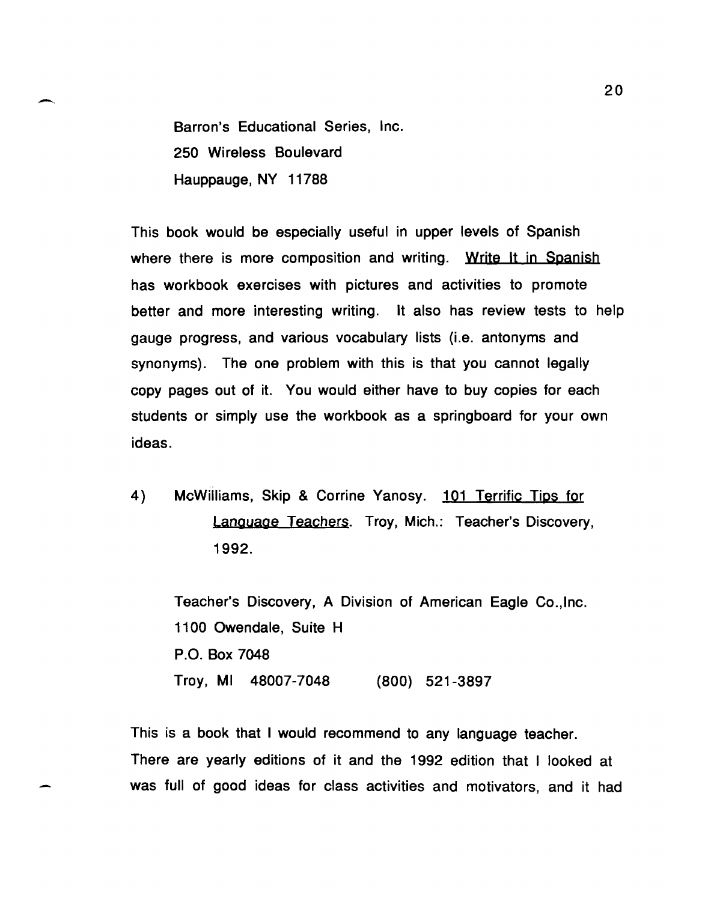Barron's Educational Series, Inc.
250 Wireless Boulevard
Hauppauge, NY 11788

This book would be especially useful in upper levels of Spanish where there is more composition and writing. <u>Write It in Spanish</u> has workbook exercises with pictures and activities to promote better and more interesting writing. It also has review tests to help gauge progress, and various vocabulary lists (i.e. antonyms and synonyms). The one problem with this is that you cannot legally copy pages out of it. You would either have to buy copies for each students or simply use the workbook as a springboard for your own ideas.

4) McWilliams, Skip & Corrine Yanosy. <u>101 Terrific Tips for Language Teachers</u>. Troy, Mich.: Teacher's Discovery, 1992.

Teacher's Discovery, A Division of American Eagle Co.,Inc.
1100 Owendale, Suite H
P.O. Box 7048
Troy, MI 48007-7048 (800) 521-3897

This is a book that I would recommend to any language teacher. There are yearly editions of it and the 1992 edition that I looked at was full of good ideas for class activities and motivators, and it had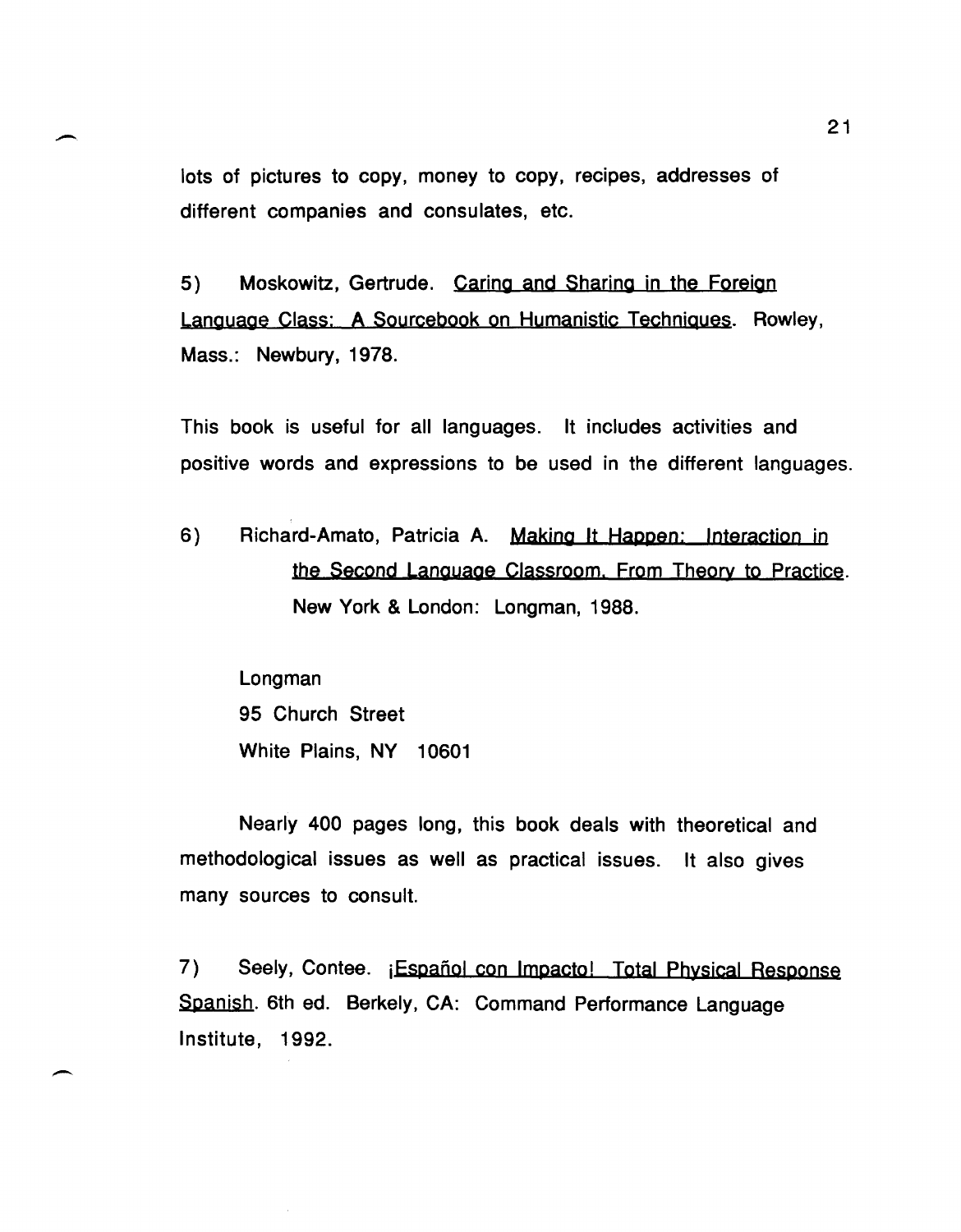lots of pictures to copy, money to copy, recipes, addresses of different companies and consulates, etc.

5) Moskowitz, Gertrude. Caring and Sharing in the Foreign Language Class: A Sourcebook on Humanistic Techniques. Rowley, Mass.: Newbury, 1978.

This book is useful for all languages. It includes activities and positive words and expressions to be used in the different languages.

6) Richard-Amato, Patricia A. Making It Happen: Interaction in the Second Language Classroom. From Theory to Practice. New York & London: Longman, 1988.

Longman
95 Church Street
White Plains, NY 10601

Nearly 400 pages long, this book deals with theoretical and methodological issues as well as practical issues. It also gives many sources to consult.

7) Seely, Contee. ¡Español con Impacto! Total Physical Response Spanish. 6th ed. Berkely, CA: Command Performance Language Institute, 1992.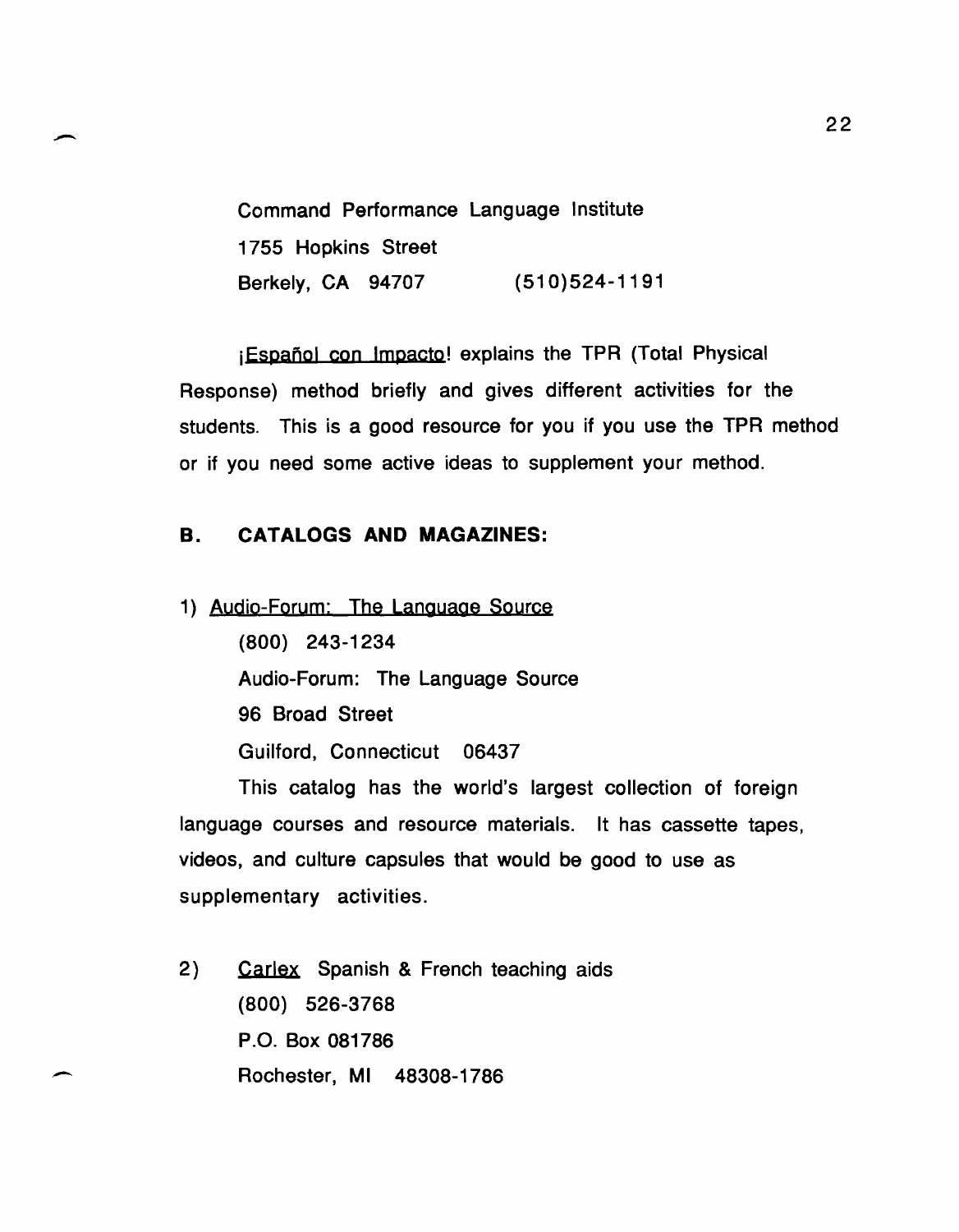Command Performance Language Institute
1755 Hopkins Street
Berkely, CA 94707 (510)524-1191

¡Español con Impacto! explains the TPR (Total Physical Response) method briefly and gives different activities for the students. This is a good resource for you if you use the TPR method or if you need some active ideas to supplement your method.

## B. CATALOGS AND MAGAZINES:

1) Audio-Forum: The Language Source
(800) 243-1234
Audio-Forum: The Language Source
96 Broad Street
Guilford, Connecticut 06437

This catalog has the world's largest collection of foreign language courses and resource materials. It has cassette tapes, videos, and culture capsules that would be good to use as supplementary activities.

2) Carlex Spanish & French teaching aids
(800) 526-3768
P.O. Box 081786
Rochester, MI 48308-1786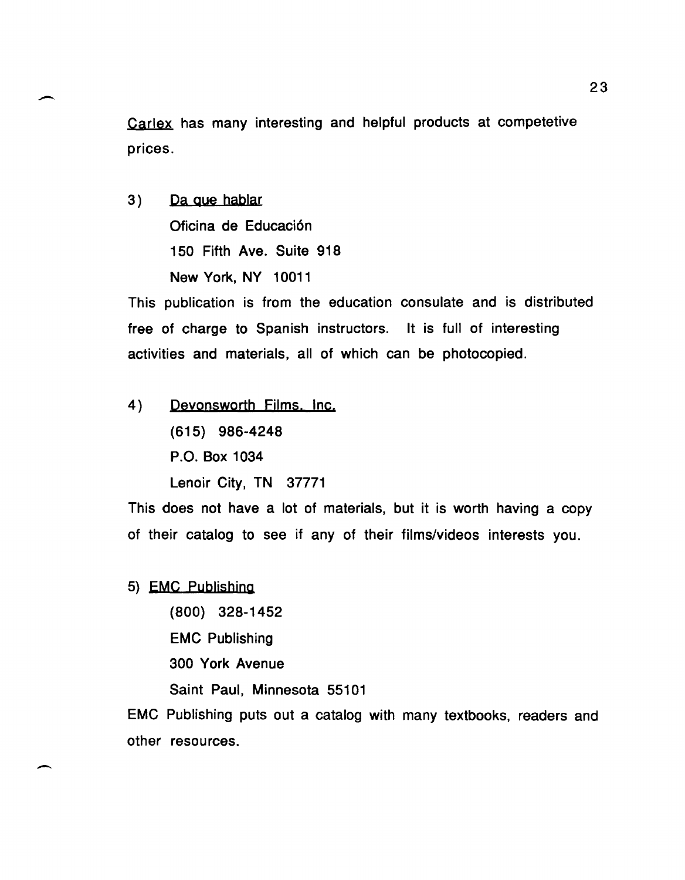Carlex has many interesting and helpful products at competetive prices.

3) Da que hablar

   Oficina de Educaci6n

   150 Fifth Ave. Suite 918

   New York, NY 10011

This publication is from the education consulate and is distributed free of charge to Spanish instructors. It is full of interesting activities and materials, all of which can be photocopied.

4) Devonsworth Films, Inc.

   (615) 986-4248

   P.O. Box 1034

   Lenoir City, TN 37771

This does not have a lot of materials, but it is worth having a copy of their catalog to see if any of their films/videos interests you.

5) EMC Publishing

   (800) 328-1452

   EMC Publishing

   300 York Avenue

   Saint Paul, Minnesota 55101

EMC Publishing puts out a catalog with many textbooks, readers and other resources.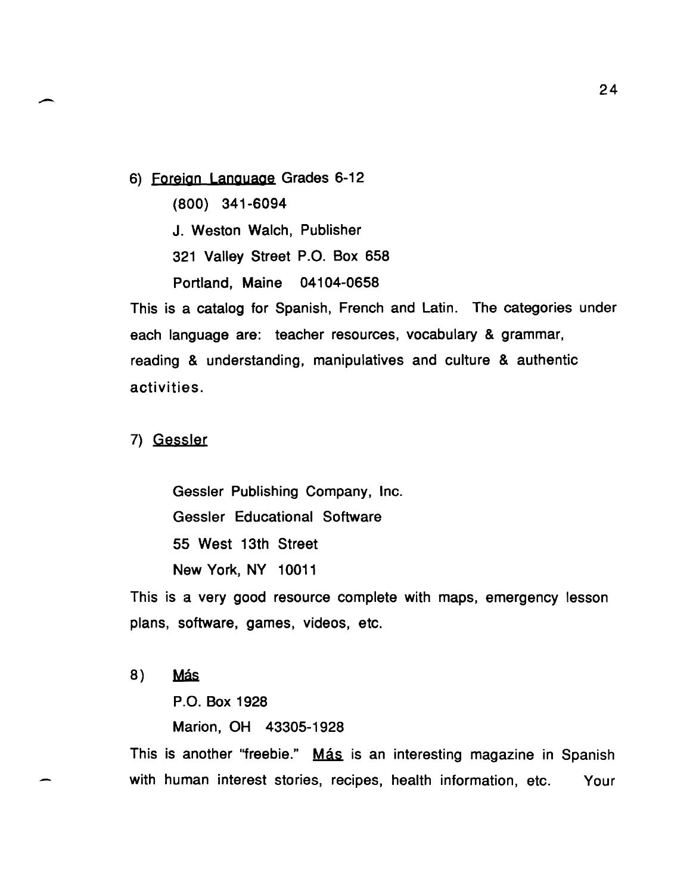6) <u>Foreign Language</u> Grades 6-12

    (800) 341-6094

    J. Weston Walch, Publisher

    321 Valley Street P.O. Box 658

    Portland, Maine  04104-0658

This is a catalog for Spanish, French and Latin. The categories under each language are: teacher resources, vocabulary & grammar, reading & understanding, manipulatives and culture & authentic activities.

7) <u>Gessler</u>

    Gessler Publishing Company, Inc.

    Gessler Educational Software

    55 West 13th Street

    New York, NY  10011

This is a very good resource complete with maps, emergency lesson plans, software, games, videos, etc.

8) <u>Más</u>

    P.O. Box 1928

    Marion, OH  43305-1928

This is another "freebie." <u>Más</u> is an interesting magazine in Spanish with human interest stories, recipes, health information, etc. Your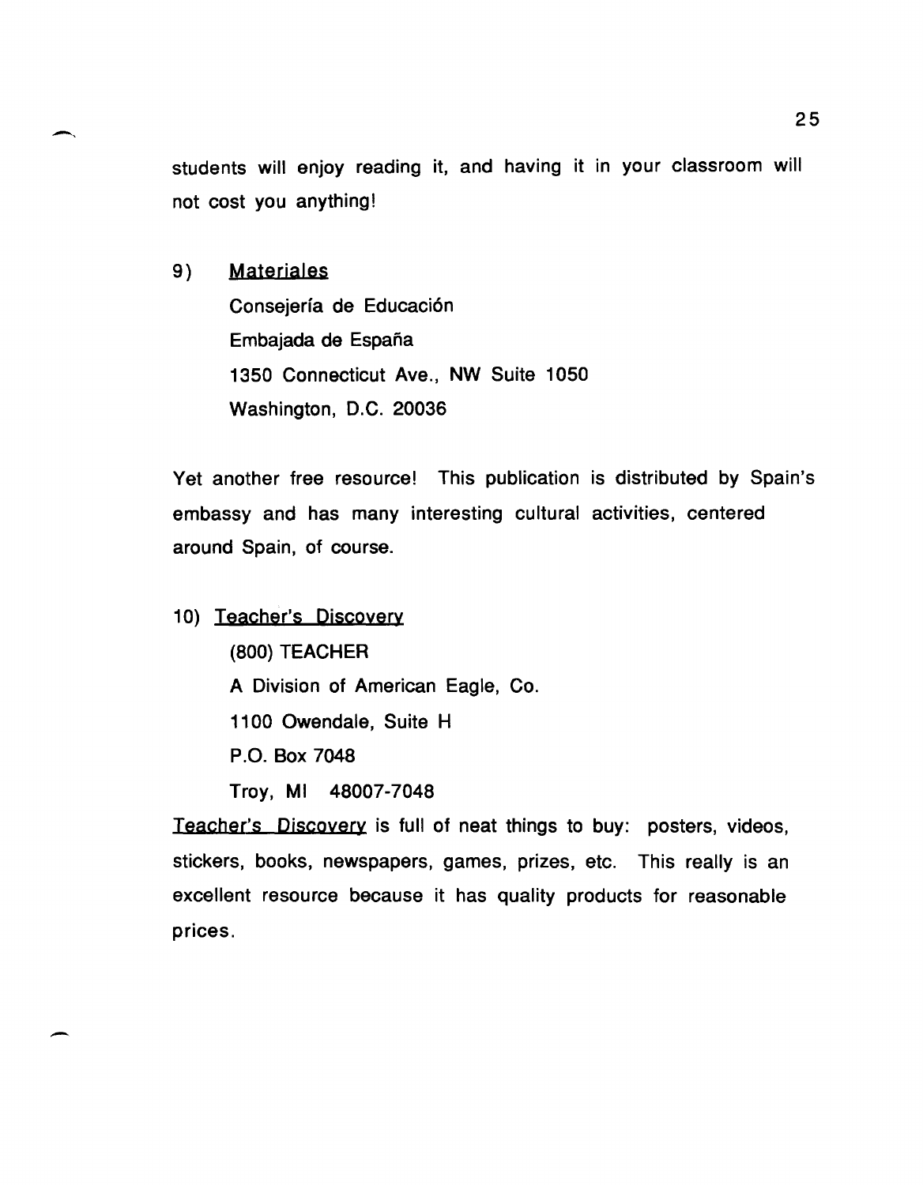students will enjoy reading it, and having it in your classroom will not cost you anything!

9) Materiales

   Consejería de Educación
   Embajada de España
   1350 Connecticut Ave., NW Suite 1050
   Washington, D.C. 20036

Yet another free resource! This publication is distributed by Spain's embassy and has many interesting cultural activities, centered around Spain, of course.

10) Teacher's Discovery

   (800) TEACHER
   A Division of American Eagle, Co.
   1100 Owendale, Suite H
   P.O. Box 7048
   Troy, MI 48007-7048

Teacher's Discovery is full of neat things to buy: posters, videos, stickers, books, newspapers, games, prizes, etc. This really is an excellent resource because it has quality products for reasonable prices.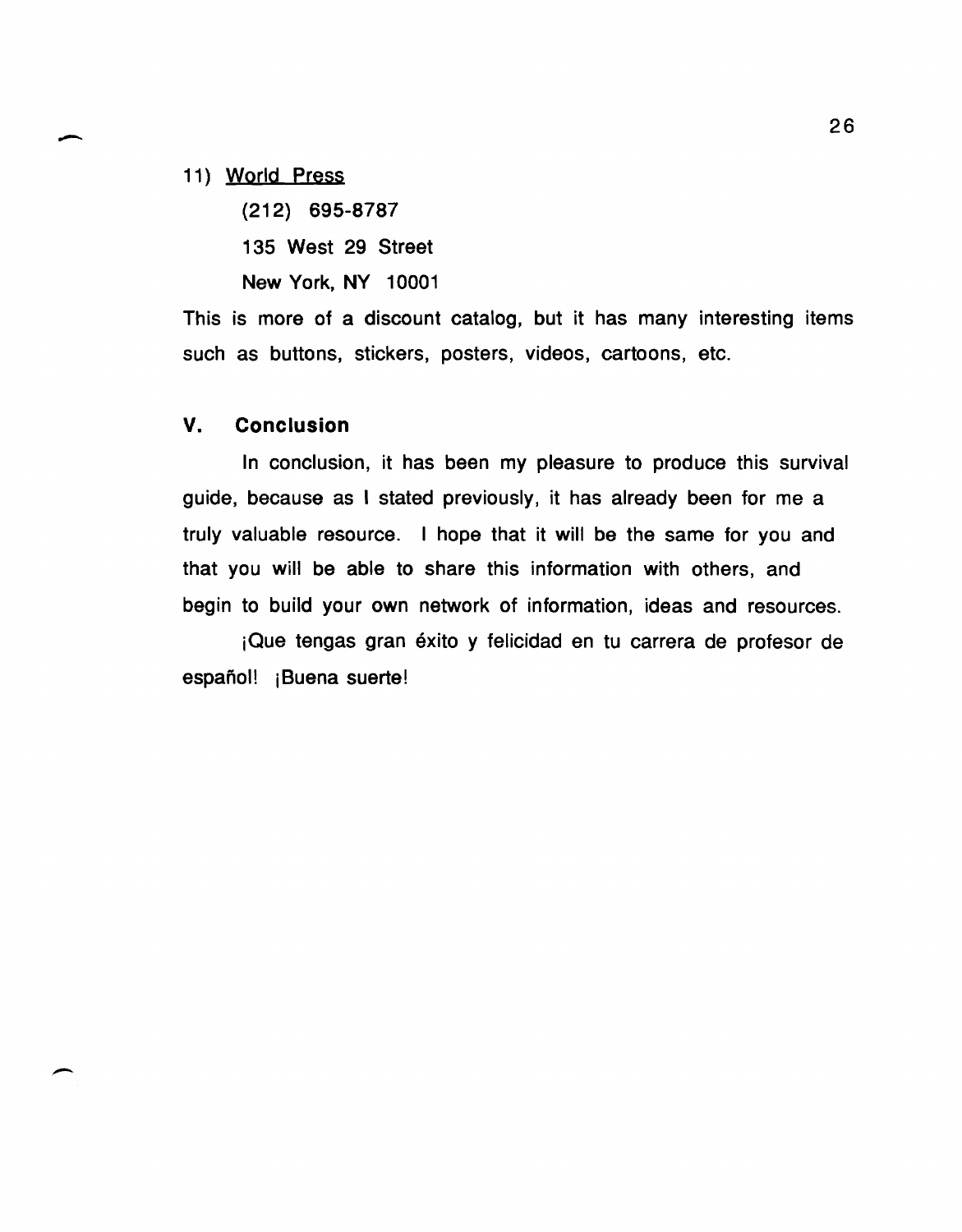11) <u>World Press</u>

(212) 695-8787

135 West 29 Street

New York, NY 10001

This is more of a discount catalog, but it has many interesting items such as buttons, stickers, posters, videos, cartoons, etc.

## V. Conclusion

In conclusion, it has been my pleasure to produce this survival guide, because as I stated previously, it has already been for me a truly valuable resource. I hope that it will be the same for you and that you will be able to share this information with others, and begin to build your own network of information, ideas and resources.

¡Que tengas gran éxito y felicidad en tu carrera de profesor de español! ¡Buena suerte!